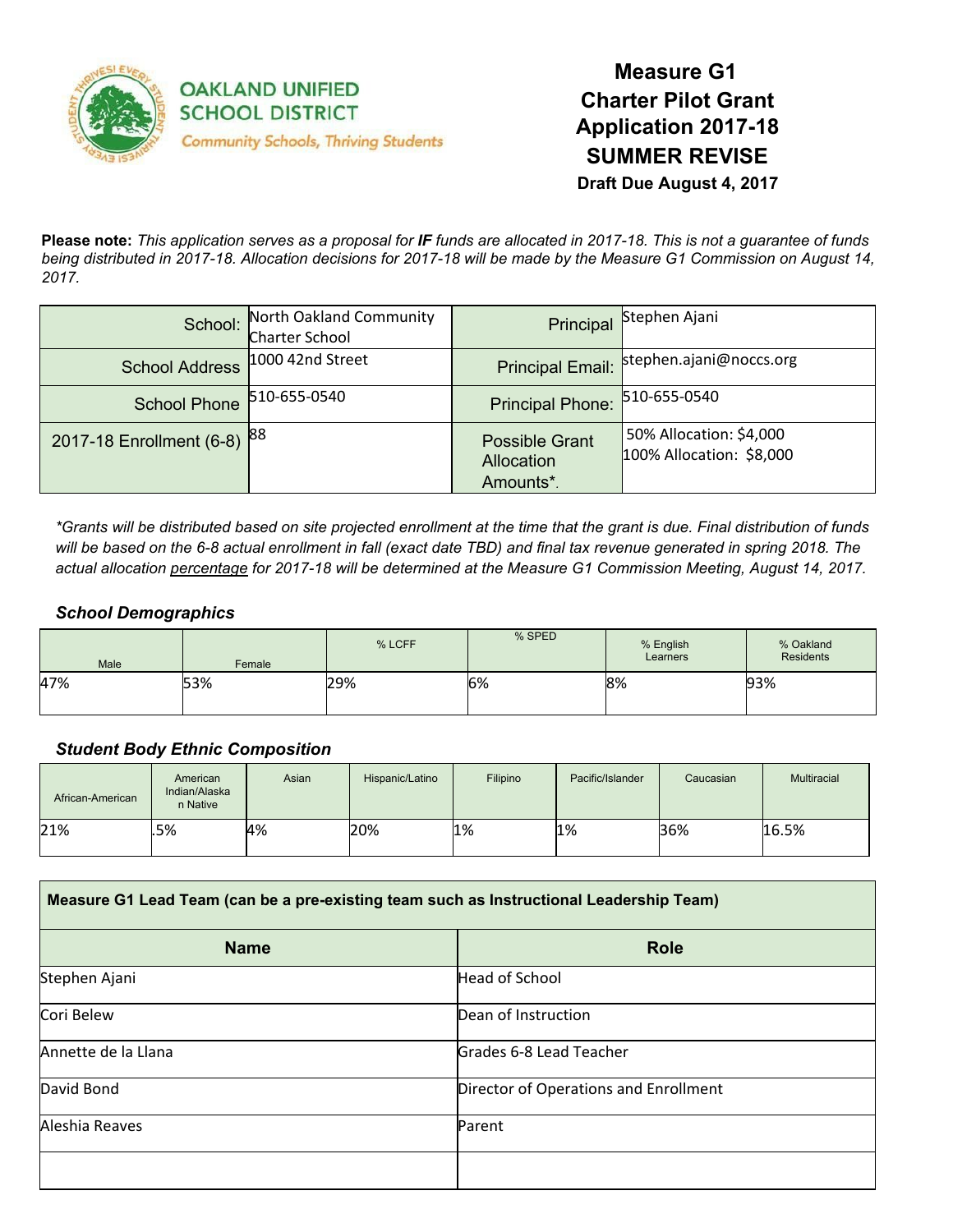OAKLAND UNIFIED SCHOOL DISTRICT
*Community Schools, Thriving Students*

# Measure G1 Charter Pilot Grant Application 2017-18 SUMMER REVISE

**Draft Due August 4, 2017**

**Please note:** *This application serves as a proposal for **IF** funds are allocated in 2017-18. This is not a guarantee of funds being distributed in 2017-18. Allocation decisions for 2017-18 will be made by the Measure G1 Commission on August 14, 2017.*

| | | | |
|---|---|---|---|
| School: | North Oakland Community Charter School | Principal | Stephen Ajani |
| School Address | 1000 42nd Street | Principal Email: | stephen.ajani@noccs.org |
| School Phone | 510-655-0540 | Principal Phone: | 510-655-0540 |
| 2017-18 Enrollment (6-8) | 88 | Possible Grant Allocation Amounts*. | 50% Allocation: $4,000<br>100% Allocation: $8,000 |

*\*Grants will be distributed based on site projected enrollment at the time that the grant is due. Final distribution of funds will be based on the 6-8 actual enrollment in fall (exact date TBD) and final tax revenue generated in spring 2018. The actual allocation percentage for 2017-18 will be determined at the Measure G1 Commission Meeting, August 14, 2017.*

### *School Demographics*

| Male | Female | % LCFF | % SPED | % English Learners | % Oakland Residents |
|---|---|---|---|---|---|
| 47% | 53% | 29% | 6% | 8% | 93% |

### *Student Body Ethnic Composition*

| African-American | American Indian/Alaskan Native | Asian | Hispanic/Latino | Filipino | Pacific/Islander | Caucasian | Multiracial |
|---|---|---|---|---|---|---|---|
| 21% | .5% | 4% | 20% | 1% | 1% | 36% | 16.5% |

| **Measure G1 Lead Team (can be a pre-existing team such as Instructional Leadership Team)** | |
|---|---|
| **Name** | **Role** |
| Stephen Ajani | Head of School |
| Cori Belew | Dean of Instruction |
| Annette de la Llana | Grades 6-8 Lead Teacher |
| David Bond | Director of Operations and Enrollment |
| Aleshia Reaves | Parent |
| | |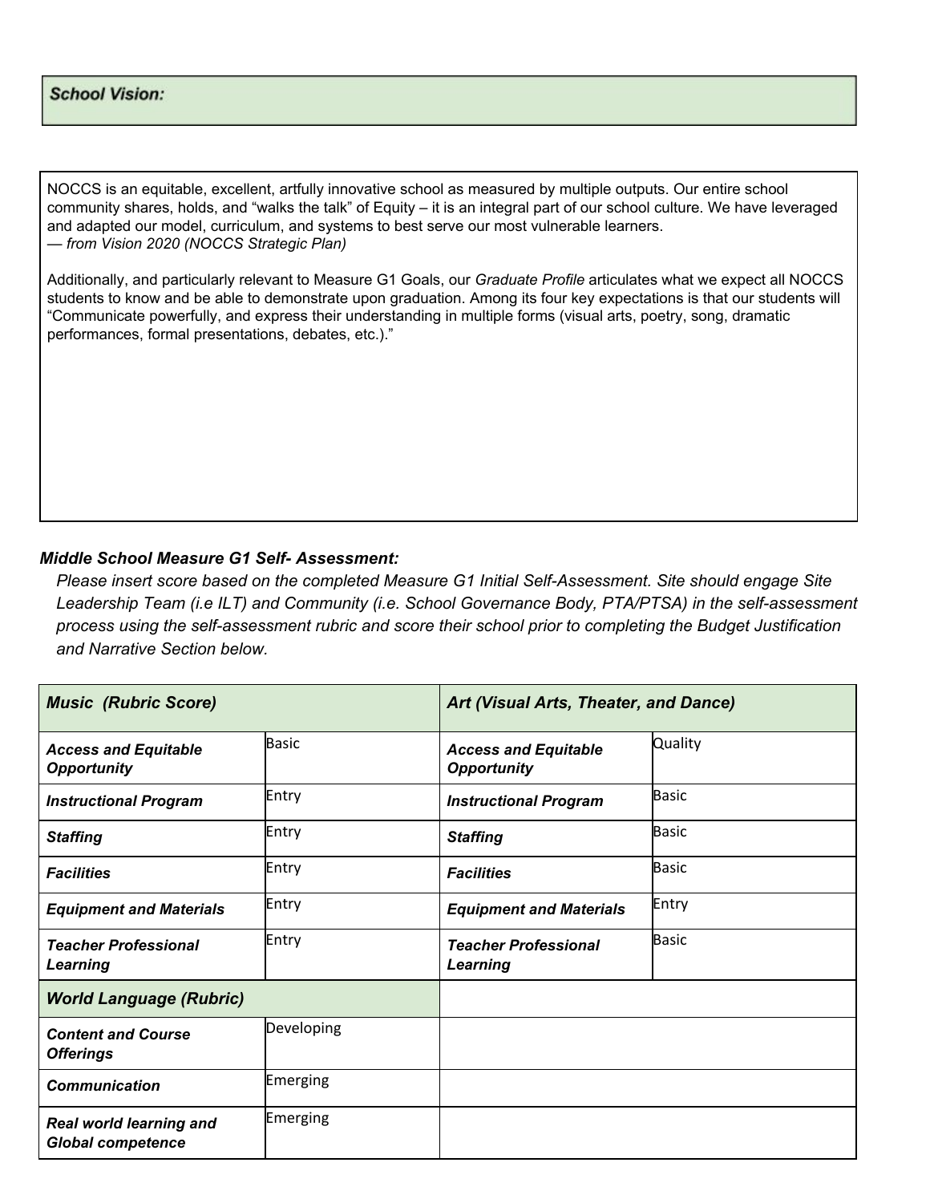**School Vision:**

NOCCS is an equitable, excellent, artfully innovative school as measured by multiple outputs. Our entire school community shares, holds, and "walks the talk" of Equity – it is an integral part of our school culture. We have leveraged and adapted our model, curriculum, and systems to best serve our most vulnerable learners.
*— from Vision 2020 (NOCCS Strategic Plan)*

Additionally, and particularly relevant to Measure G1 Goals, our *Graduate Profile* articulates what we expect all NOCCS students to know and be able to demonstrate upon graduation. Among its four key expectations is that our students will "Communicate powerfully, and express their understanding in multiple forms (visual arts, poetry, song, dramatic performances, formal presentations, debates, etc.)."

***Middle School Measure G1 Self- Assessment:***

*Please insert score based on the completed Measure G1 Initial Self-Assessment. Site should engage Site Leadership Team (i.e ILT) and Community (i.e. School Governance Body, PTA/PTSA) in the self-assessment process using the self-assessment rubric and score their school prior to completing the Budget Justification and Narrative Section below.*

| ***Music (Rubric Score)*** | | ***Art (Visual Arts, Theater, and Dance)*** | |
|---|---|---|---|
| ***Access and Equitable Opportunity*** | Basic | ***Access and Equitable Opportunity*** | Quality |
| ***Instructional Program*** | Entry | ***Instructional Program*** | Basic |
| ***Staffing*** | Entry | ***Staffing*** | Basic |
| ***Facilities*** | Entry | ***Facilities*** | Basic |
| ***Equipment and Materials*** | Entry | ***Equipment and Materials*** | Entry |
| ***Teacher Professional Learning*** | Entry | ***Teacher Professional Learning*** | Basic |
| ***World Language (Rubric)*** | | | |
| ***Content and Course Offerings*** | Developing | | |
| ***Communication*** | Emerging | | |
| ***Real world learning and Global competence*** | Emerging | | |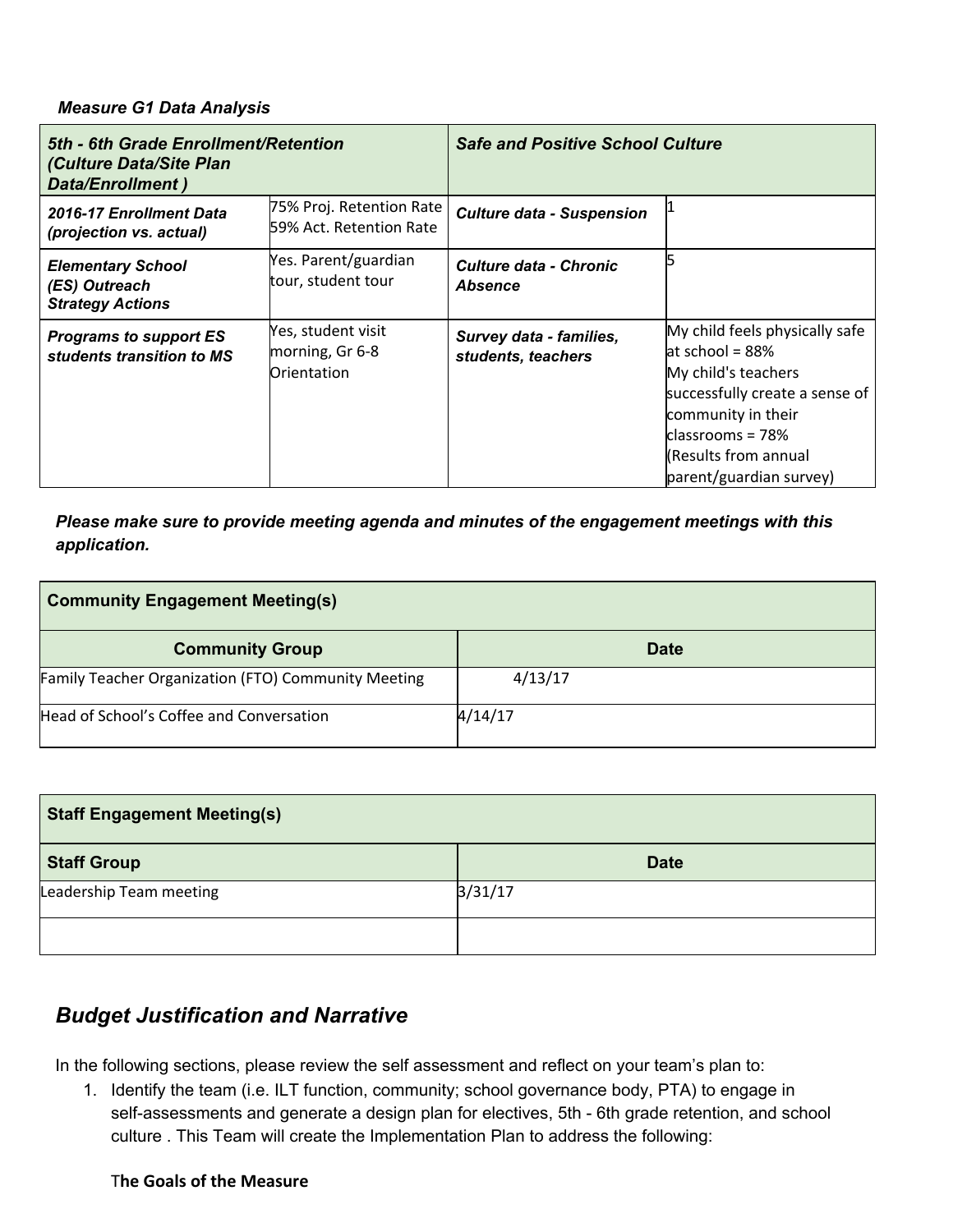***Measure G1 Data Analysis***

| ***5th - 6th Grade Enrollment/Retention (Culture Data/Site Plan Data/Enrollment )*** | | ***Safe and Positive School Culture*** | |
|---|---|---|---|
| ***2016-17 Enrollment Data (projection vs. actual)*** | 75% Proj. Retention Rate<br>59% Act. Retention Rate | ***Culture data - Suspension*** | 1 |
| ***Elementary School (ES) Outreach Strategy Actions*** | Yes. Parent/guardian tour, student tour | ***Culture data - Chronic Absence*** | 5 |
| ***Programs to support ES students transition to MS*** | Yes, student visit morning, Gr 6-8 Orientation | ***Survey data - families, students, teachers*** | My child feels physically safe at school = 88%<br>My child's teachers successfully create a sense of community in their classrooms = 78%<br>(Results from annual parent/guardian survey) |

***Please make sure to provide meeting agenda and minutes of the engagement meetings with this application.***

| **Community Engagement Meeting(s)** | |
|---|---|
| **Community Group** | **Date** |
| Family Teacher Organization (FTO) Community Meeting | 4/13/17 |
| Head of School's Coffee and Conversation | 4/14/17 |

| **Staff Engagement Meeting(s)** | |
|---|---|
| **Staff Group** | **Date** |
| Leadership Team meeting | 3/31/17 |
| | |

## *Budget Justification and Narrative*

In the following sections, please review the self assessment and reflect on your team's plan to:

1. Identify the team (i.e. ILT function, community; school governance body, PTA) to engage in self-assessments and generate a design plan for electives, 5th - 6th grade retention, and school culture . This Team will create the Implementation Plan to address the following:

   **The Goals of the Measure**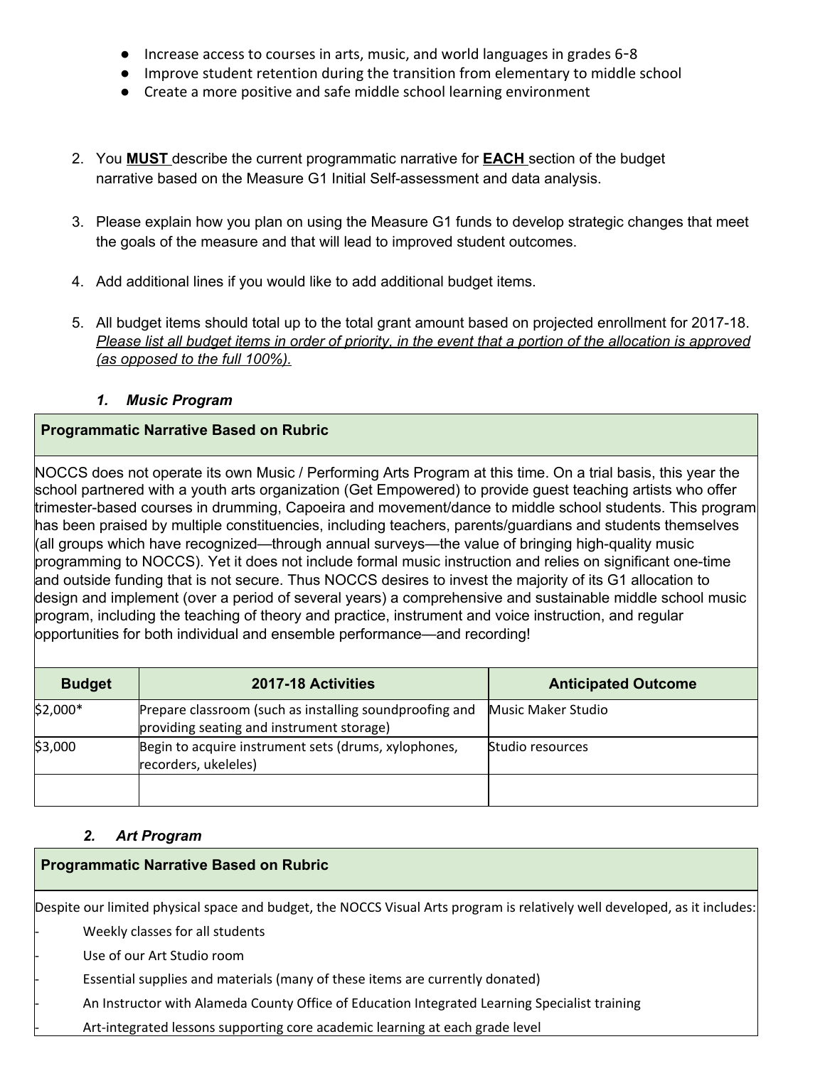- Increase access to courses in arts, music, and world languages in grades 6-8
- Improve student retention during the transition from elementary to middle school
- Create a more positive and safe middle school learning environment

2. You **MUST** describe the current programmatic narrative for **EACH** section of the budget narrative based on the Measure G1 Initial Self-assessment and data analysis.

3. Please explain how you plan on using the Measure G1 funds to develop strategic changes that meet the goals of the measure and that will lead to improved student outcomes.

4. Add additional lines if you would like to add additional budget items.

5. All budget items should total up to the total grant amount based on projected enrollment for 2017-18. *Please list all budget items in order of priority, in the event that a portion of the allocation is approved (as opposed to the full 100%).*

### *1. Music Program*

**Programmatic Narrative Based on Rubric**

NOCCS does not operate its own Music / Performing Arts Program at this time. On a trial basis, this year the school partnered with a youth arts organization (Get Empowered) to provide guest teaching artists who offer trimester-based courses in drumming, Capoeira and movement/dance to middle school students. This program has been praised by multiple constituencies, including teachers, parents/guardians and students themselves (all groups which have recognized—through annual surveys—the value of bringing high-quality music programming to NOCCS). Yet it does not include formal music instruction and relies on significant one-time and outside funding that is not secure. Thus NOCCS desires to invest the majority of its G1 allocation to design and implement (over a period of several years) a comprehensive and sustainable middle school music program, including the teaching of theory and practice, instrument and voice instruction, and regular opportunities for both individual and ensemble performance—and recording!

| Budget | 2017-18 Activities | Anticipated Outcome |
| --- | --- | --- |
| $2,000* | Prepare classroom (such as installing soundproofing and providing seating and instrument storage) | Music Maker Studio |
| $3,000 | Begin to acquire instrument sets (drums, xylophones, recorders, ukeleles) | Studio resources |
| | | |

### *2. Art Program*

**Programmatic Narrative Based on Rubric**

Despite our limited physical space and budget, the NOCCS Visual Arts program is relatively well developed, as it includes:

- Weekly classes for all students
- Use of our Art Studio room
- Essential supplies and materials (many of these items are currently donated)
- An Instructor with Alameda County Office of Education Integrated Learning Specialist training
- Art-integrated lessons supporting core academic learning at each grade level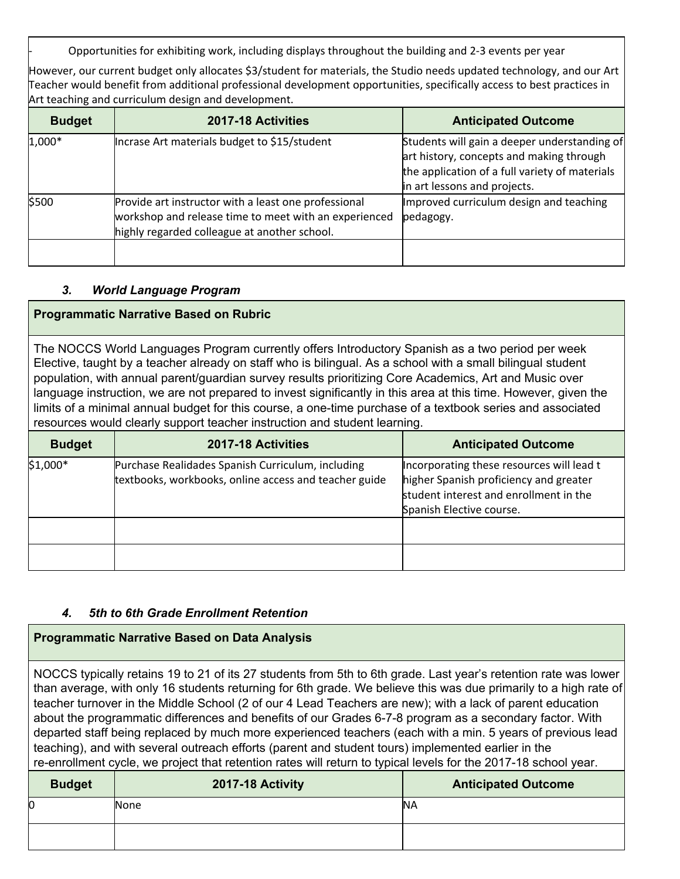- Opportunities for exhibiting work, including displays throughout the building and 2-3 events per year

However, our current budget only allocates $3/student for materials, the Studio needs updated technology, and our Art Teacher would benefit from additional professional development opportunities, specifically access to best practices in Art teaching and curriculum design and development.

| Budget | 2017-18 Activities | Anticipated Outcome |
|---|---|---|
| 1,000* | Incrase Art materials budget to $15/student | Students will gain a deeper understanding of art history, concepts and making through the application of a full variety of materials in art lessons and projects. |
| $500 | Provide art instructor with a least one professional workshop and release time to meet with an experienced highly regarded colleague at another school. | Improved curriculum design and teaching pedagogy. |
| | | |

### 3. *World Language Program*

**Programmatic Narrative Based on Rubric**

The NOCCS World Languages Program currently offers Introductory Spanish as a two period per week Elective, taught by a teacher already on staff who is bilingual. As a school with a small bilingual student population, with annual parent/guardian survey results prioritizing Core Academics, Art and Music over language instruction, we are not prepared to invest significantly in this area at this time. However, given the limits of a minimal annual budget for this course, a one-time purchase of a textbook series and associated resources would clearly support teacher instruction and student learning.

| Budget | 2017-18 Activities | Anticipated Outcome |
|---|---|---|
| $1,000* | Purchase Realidades Spanish Curriculum, including textbooks, workbooks, online access and teacher guide | Incorporating these resources will lead t higher Spanish proficiency and greater student interest and enrollment in the Spanish Elective course. |
| | | |
| | | |

### 4. *5th to 6th Grade Enrollment Retention*

**Programmatic Narrative Based on Data Analysis**

NOCCS typically retains 19 to 21 of its 27 students from 5th to 6th grade. Last year's retention rate was lower than average, with only 16 students returning for 6th grade. We believe this was due primarily to a high rate of teacher turnover in the Middle School (2 of our 4 Lead Teachers are new); with a lack of parent education about the programmatic differences and benefits of our Grades 6-7-8 program as a secondary factor. With departed staff being replaced by much more experienced teachers (each with a min. 5 years of previous lead teaching), and with several outreach efforts (parent and student tours) implemented earlier in the re-enrollment cycle, we project that retention rates will return to typical levels for the 2017-18 school year.

| Budget | 2017-18 Activity | Anticipated Outcome |
|---|---|---|
| 0 | None | NA |
| | | |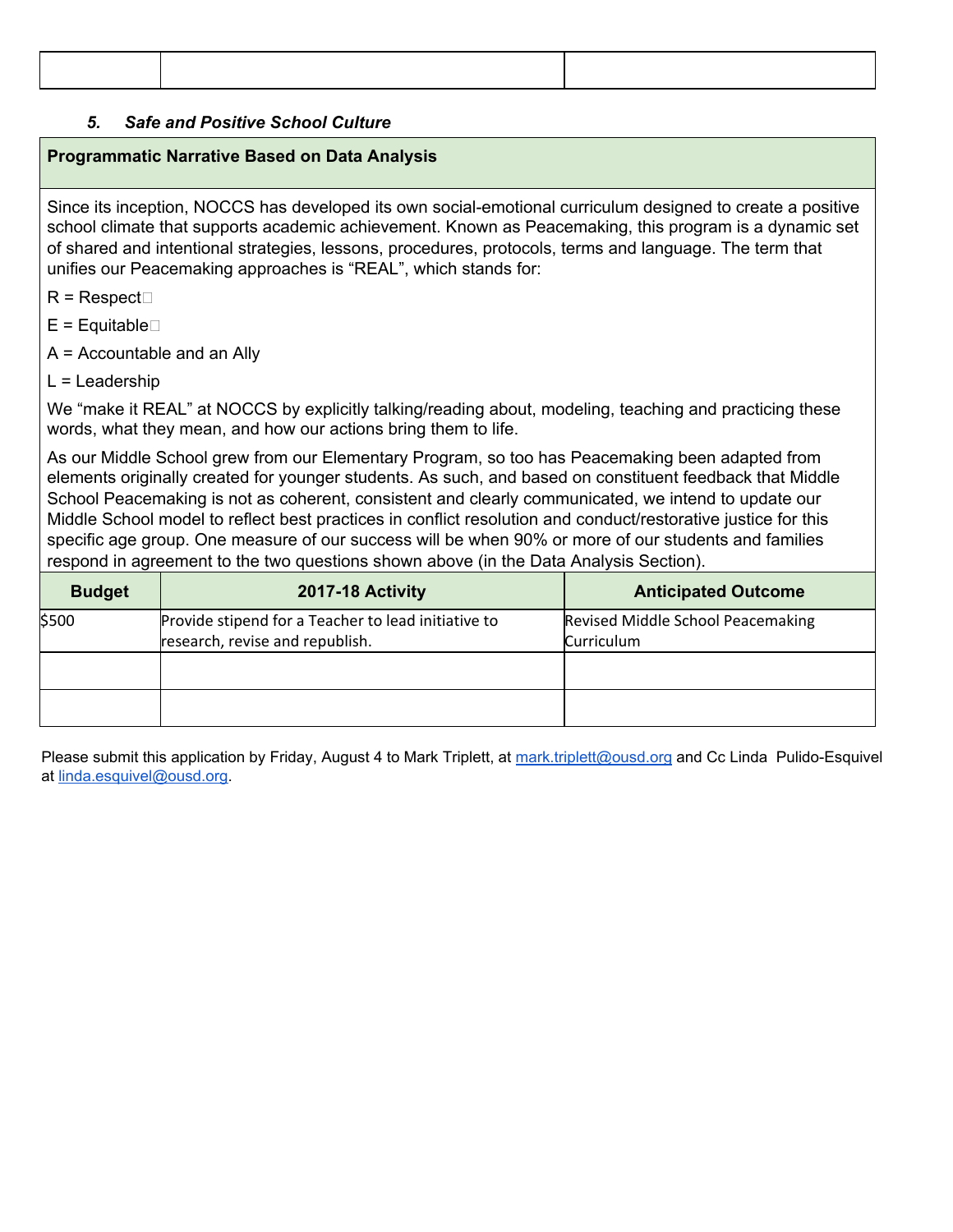| | | |
|---|---|---|
| | | |

### *5. Safe and Positive School Culture*

**Programmatic Narrative Based on Data Analysis**

Since its inception, NOCCS has developed its own social-emotional curriculum designed to create a positive school climate that supports academic achievement. Known as Peacemaking, this program is a dynamic set of shared and intentional strategies, lessons, procedures, protocols, terms and language. The term that unifies our Peacemaking approaches is "REAL", which stands for:

R = Respect

E = Equitable

A = Accountable and an Ally

L = Leadership

We "make it REAL" at NOCCS by explicitly talking/reading about, modeling, teaching and practicing these words, what they mean, and how our actions bring them to life.

As our Middle School grew from our Elementary Program, so too has Peacemaking been adapted from elements originally created for younger students. As such, and based on constituent feedback that Middle School Peacemaking is not as coherent, consistent and clearly communicated, we intend to update our Middle School model to reflect best practices in conflict resolution and conduct/restorative justice for this specific age group. One measure of our success will be when 90% or more of our students and families respond in agreement to the two questions shown above (in the Data Analysis Section).

| Budget | 2017-18 Activity | Anticipated Outcome |
|---|---|---|
| $500 | Provide stipend for a Teacher to lead initiative to research, revise and republish. | Revised Middle School Peacemaking Curriculum |
| | | |
| | | |

Please submit this application by Friday, August 4 to Mark Triplett, at mark.triplett@ousd.org and Cc Linda Pulido-Esquivel at linda.esquivel@ousd.org.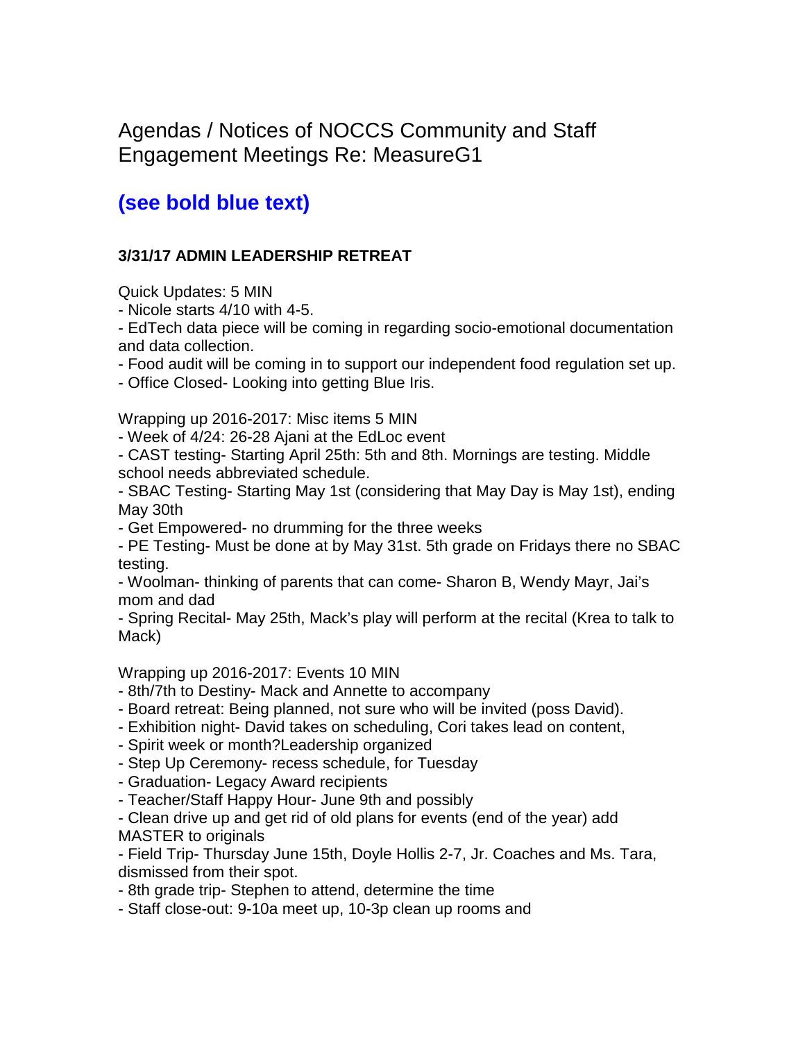# Agendas / Notices of NOCCS Community and Staff Engagement Meetings Re: MeasureG1

## (see bold blue text)

**3/31/17 ADMIN LEADERSHIP RETREAT**

Quick Updates: 5 MIN
- Nicole starts 4/10 with 4-5.
- EdTech data piece will be coming in regarding socio-emotional documentation and data collection.
- Food audit will be coming in to support our independent food regulation set up.
- Office Closed- Looking into getting Blue Iris.

Wrapping up 2016-2017: Misc items 5 MIN
- Week of 4/24: 26-28 Ajani at the EdLoc event
- CAST testing- Starting April 25th: 5th and 8th. Mornings are testing. Middle school needs abbreviated schedule.
- SBAC Testing- Starting May 1st (considering that May Day is May 1st), ending May 30th
- Get Empowered- no drumming for the three weeks
- PE Testing- Must be done at by May 31st. 5th grade on Fridays there no SBAC testing.
- Woolman- thinking of parents that can come- Sharon B, Wendy Mayr, Jai's mom and dad
- Spring Recital- May 25th, Mack's play will perform at the recital (Krea to talk to Mack)

Wrapping up 2016-2017: Events 10 MIN
- 8th/7th to Destiny- Mack and Annette to accompany
- Board retreat: Being planned, not sure who will be invited (poss David).
- Exhibition night- David takes on scheduling, Cori takes lead on content,
- Spirit week or month?Leadership organized
- Step Up Ceremony- recess schedule, for Tuesday
- Graduation- Legacy Award recipients
- Teacher/Staff Happy Hour- June 9th and possibly
- Clean drive up and get rid of old plans for events (end of the year) add MASTER to originals
- Field Trip- Thursday June 15th, Doyle Hollis 2-7, Jr. Coaches and Ms. Tara, dismissed from their spot.
- 8th grade trip- Stephen to attend, determine the time
- Staff close-out: 9-10a meet up, 10-3p clean up rooms and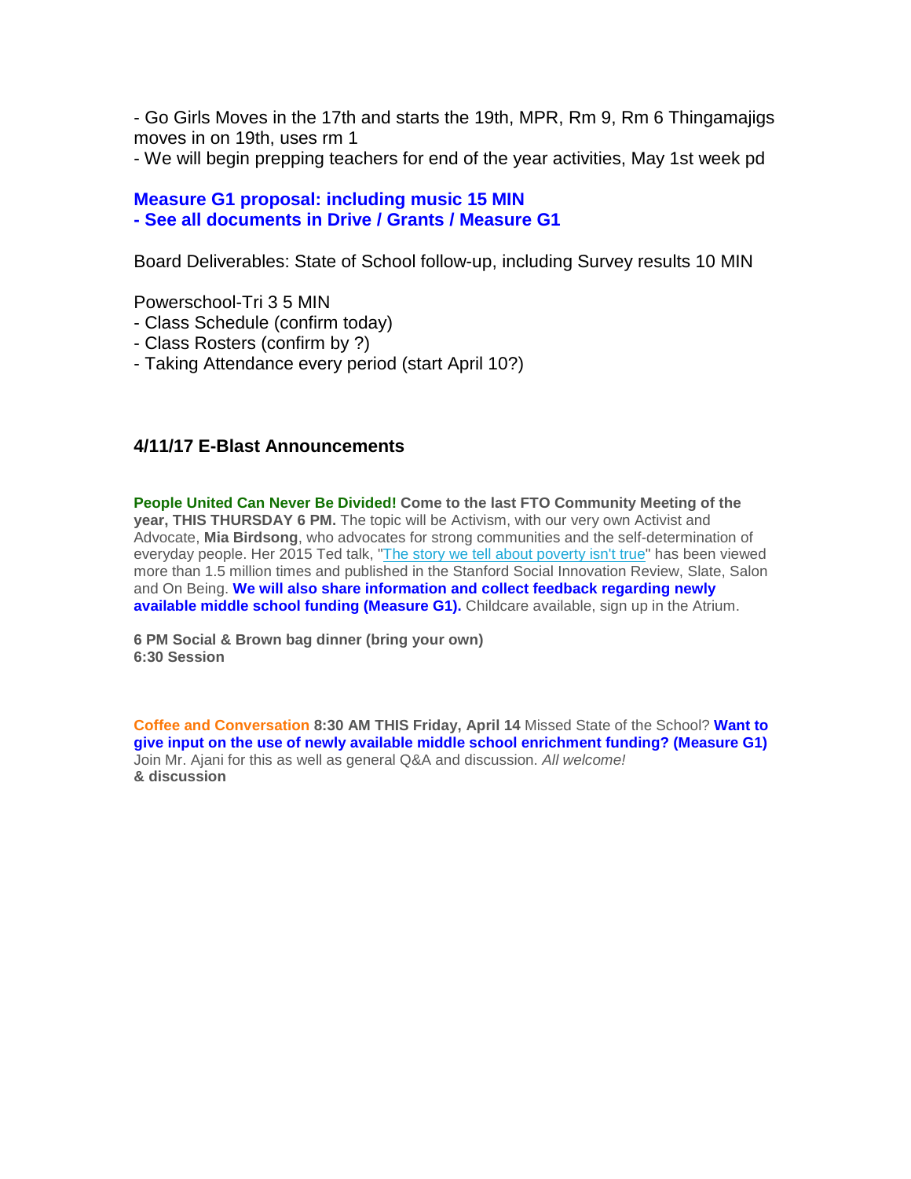- Go Girls Moves in the 17th and starts the 19th, MPR, Rm 9, Rm 6 Thingamajigs moves in on 19th, uses rm 1
- We will begin prepping teachers for end of the year activities, May 1st week pd

**Measure G1 proposal: including music 15 MIN**
**- See all documents in Drive / Grants / Measure G1**

Board Deliverables: State of School follow-up, including Survey results 10 MIN

Powerschool-Tri 3 5 MIN
- Class Schedule (confirm today)
- Class Rosters (confirm by ?)
- Taking Attendance every period (start April 10?)

### 4/11/17 E-Blast Announcements

**People United Can Never Be Divided!** **Come to the last FTO Community Meeting of the year, THIS THURSDAY 6 PM.** The topic will be Activism, with our very own Activist and Advocate, **Mia Birdsong**, who advocates for strong communities and the self-determination of everyday people. Her 2015 Ted talk, "[The story we tell about poverty isn't true]" has been viewed more than 1.5 million times and published in the Stanford Social Innovation Review, Slate, Salon and On Being. **We will also share information and collect feedback regarding newly available middle school funding (Measure G1).** Childcare available, sign up in the Atrium.

**6 PM Social & Brown bag dinner (bring your own)**
**6:30 Session**

**Coffee and Conversation** **8:30 AM THIS Friday, April 14** Missed State of the School? **Want to give input on the use of newly available middle school enrichment funding? (Measure G1)** Join Mr. Ajani for this as well as general Q&A and discussion. *All welcome!*
**& discussion**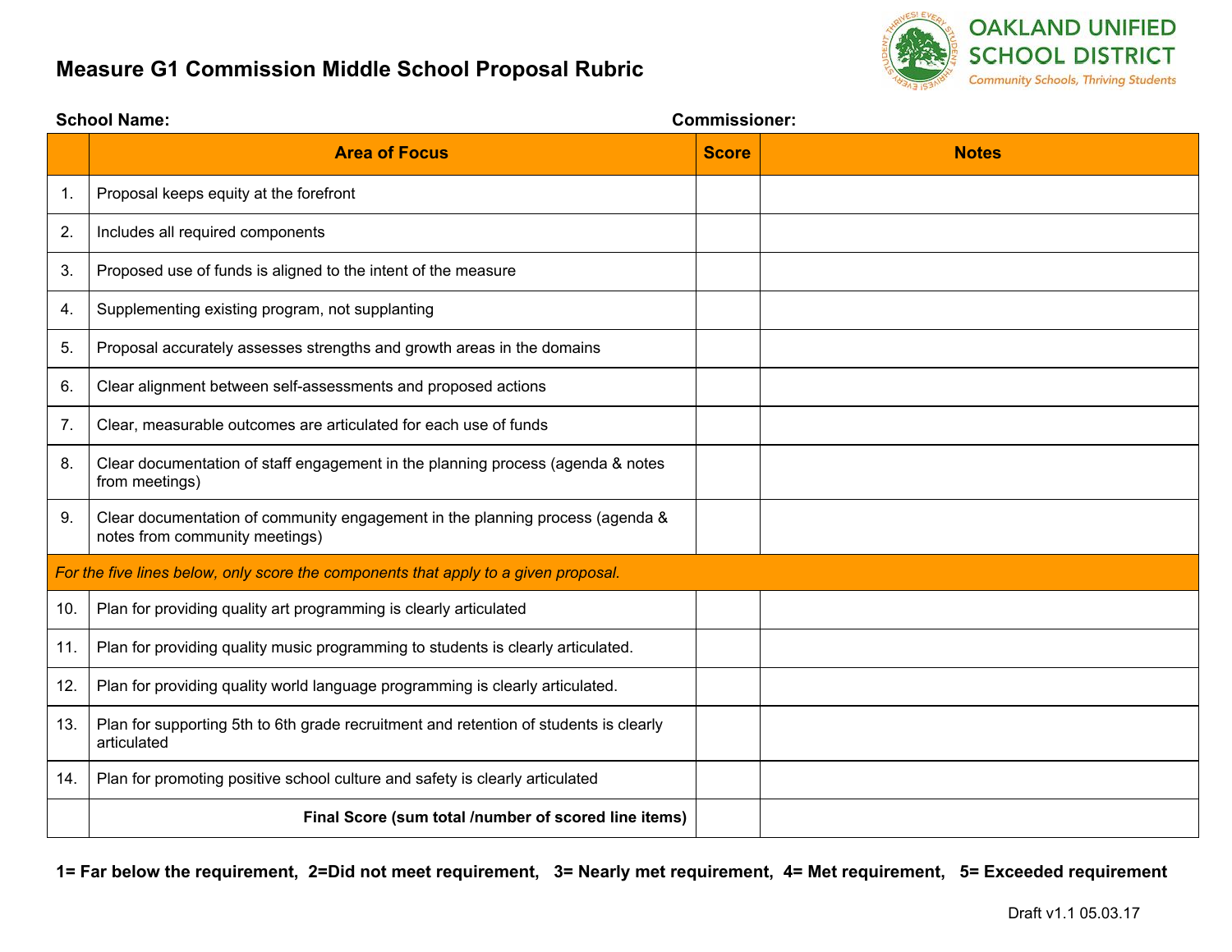# Measure G1 Commission Middle School Proposal Rubric

OAKLAND UNIFIED SCHOOL DISTRICT
*Community Schools, Thriving Students*

**School Name:** **Commissioner:**

| | Area of Focus | Score | Notes |
|---|---|---|---|
| 1. | Proposal keeps equity at the forefront | | |
| 2. | Includes all required components | | |
| 3. | Proposed use of funds is aligned to the intent of the measure | | |
| 4. | Supplementing existing program, not supplanting | | |
| 5. | Proposal accurately assesses strengths and growth areas in the domains | | |
| 6. | Clear alignment between self-assessments and proposed actions | | |
| 7. | Clear, measurable outcomes are articulated for each use of funds | | |
| 8. | Clear documentation of staff engagement in the planning process (agenda & notes from meetings) | | |
| 9. | Clear documentation of community engagement in the planning process (agenda & notes from community meetings) | | |
| *For the five lines below, only score the components that apply to a given proposal.* | | | |
| 10. | Plan for providing quality art programming is clearly articulated | | |
| 11. | Plan for providing quality music programming to students is clearly articulated. | | |
| 12. | Plan for providing quality world language programming is clearly articulated. | | |
| 13. | Plan for supporting 5th to 6th grade recruitment and retention of students is clearly articulated | | |
| 14. | Plan for promoting positive school culture and safety is clearly articulated | | |
| | **Final Score (sum total /number of scored line items)** | | |

**1= Far below the requirement, 2=Did not meet requirement, 3= Nearly met requirement, 4= Met requirement, 5= Exceeded requirement**

Draft v1.1 05.03.17